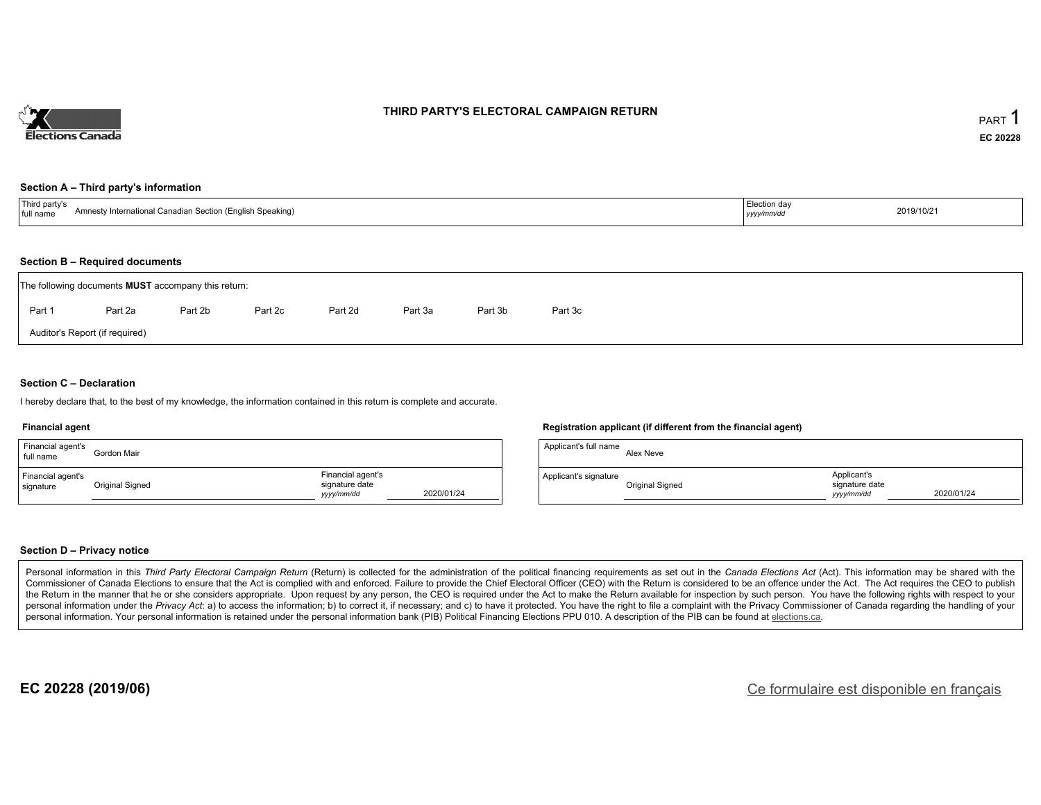# THIRD PARTY'S ELECTORAL CAMPAIGN RETURN

PART 1

**EC 20228**

### Section A – Third party's information

| Third party's full name | Amnesty International Canadian Section (English Speaking) | Election day *yyyy/mm/dd* | 2019/10/21 |
|---|---|---|---|

### Section B – Required documents

The following documents **MUST** accompany this return:

Part 1 | Part 2a | Part 2b | Part 2c | Part 2d | Part 3a | Part 3b | Part 3c

Auditor's Report (if required)

### Section C – Declaration

I hereby declare that, to the best of my knowledge, the information contained in this return is complete and accurate.

**Financial agent**

| Financial agent's full name | Gordon Mair | | |
|---|---|---|---|
| Financial agent's signature | Original Signed | Financial agent's signature date *yyyy/mm/dd* | 2020/01/24 |

**Registration applicant (if different from the financial agent)**

| Applicant's full name | Alex Neve | | |
|---|---|---|---|
| Applicant's signature | Original Signed | Applicant's signature date *yyyy/mm/dd* | 2020/01/24 |

### Section D – Privacy notice

Personal information in this *Third Party Electoral Campaign Return* (Return) is collected for the administration of the political financing requirements as set out in the *Canada Elections Act* (Act). This information may be shared with the Commissioner of Canada Elections to ensure that the Act is complied with and enforced. Failure to provide the Chief Electoral Officer (CEO) with the Return is considered to be an offence under the Act. The Act requires the CEO to publish the Return in the manner that he or she considers appropriate. Upon request by any person, the CEO is required under the Act to make the Return available for inspection by such person. You have the following rights with respect to your personal information under the *Privacy Act*: a) to access the information; b) to correct it, if necessary; and c) to have it protected. You have the right to file a complaint with the Privacy Commissioner of Canada regarding the handling of your personal information. Your personal information is retained under the personal information bank (PIB) Political Financing Elections PPU 010. A description of the PIB can be found at elections.ca.

**EC 20228 (2019/06)**

Ce formulaire est disponible en français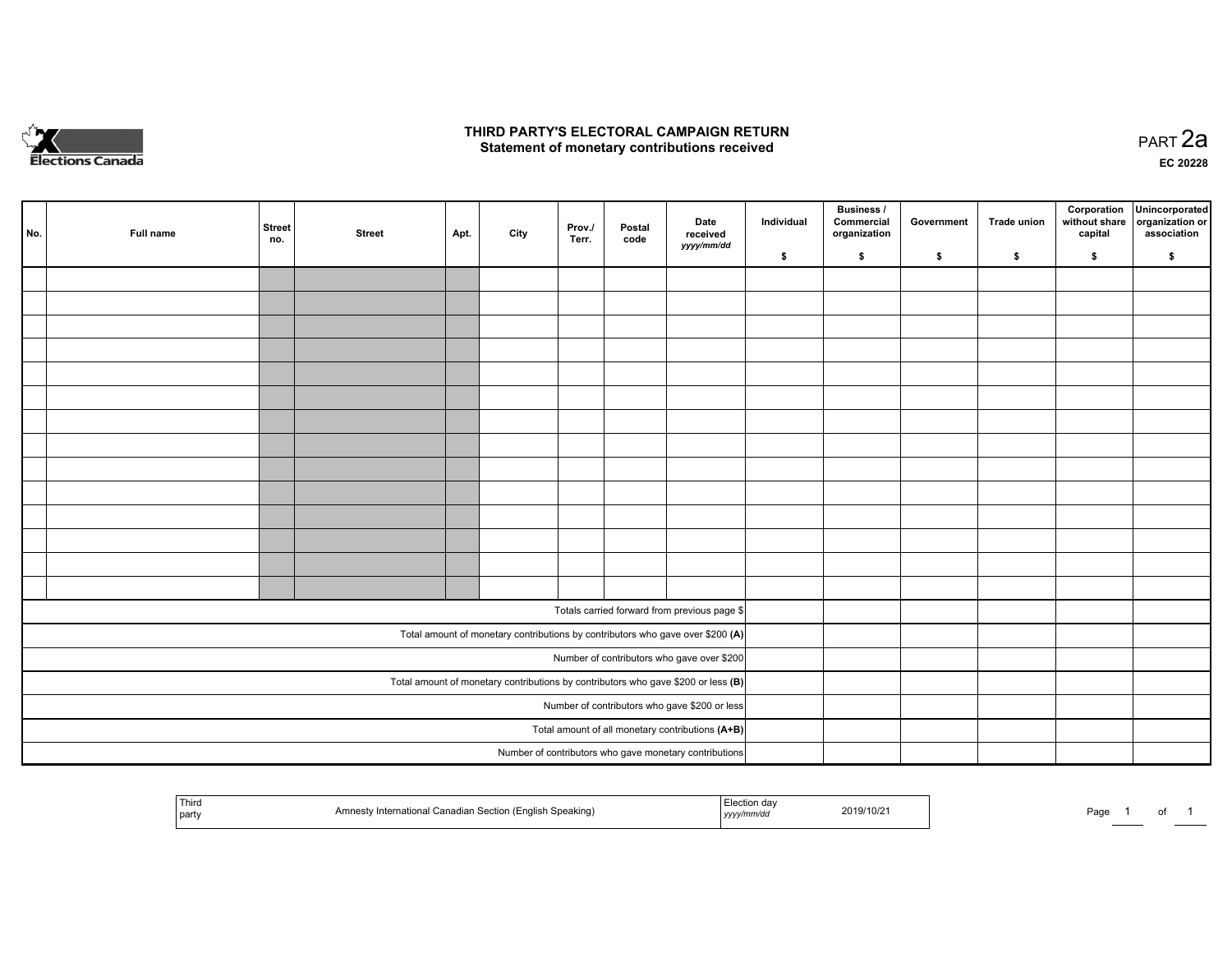Elections Canada

# THIRD PARTY'S ELECTORAL CAMPAIGN RETURN

## Statement of monetary contributions received

PART 2a

EC 20228

| No. | Full name | Street no. | Street | Apt. | City | Prov./ Terr. | Postal code | Date received yyyy/mm/dd | Individual $ | Business / Commercial organization $ | Government $ | Trade union $ | Corporation without share capital $ | Unincorporated organization or association $ |
|---|---|---|---|---|---|---|---|---|---|---|---|---|---|---|
| | | | | | | | | | | | | | | |
| | | | | | | | | | | | | | | |
| | | | | | | | | | | | | | | |
| | | | | | | | | | | | | | | |
| | | | | | | | | | | | | | | |
| | | | | | | | | | | | | | | |
| | | | | | | | | | | | | | | |
| | | | | | | | | | | | | | | |
| | | | | | | | | | | | | | | |
| | | | | | | | | | | | | | | |
| | | | | | | | | | | | | | | |
| | | | | | | | | | | | | | | |
| | | | | | | | | | | | | | | |
| | | | | | | | | | | | | | | |
| Totals carried forward from previous page $ | | | | | | | | | | | | | | |
| Total amount of monetary contributions by contributors who gave over $200 **(A)** | | | | | | | | | | | | | | |
| Number of contributors who gave over $200 | | | | | | | | | | | | | | |
| Total amount of monetary contributions by contributors who gave $200 or less **(B)** | | | | | | | | | | | | | | |
| Number of contributors who gave $200 or less | | | | | | | | | | | | | | |
| Total amount of all monetary contributions **(A+B)** | | | | | | | | | | | | | | |
| Number of contributors who gave monetary contributions | | | | | | | | | | | | | | |

| Third party | Amnesty International Canadian Section (English Speaking) | Election day yyyy/mm/dd | 2019/10/21 |
|---|---|---|---|

Page 1 of 1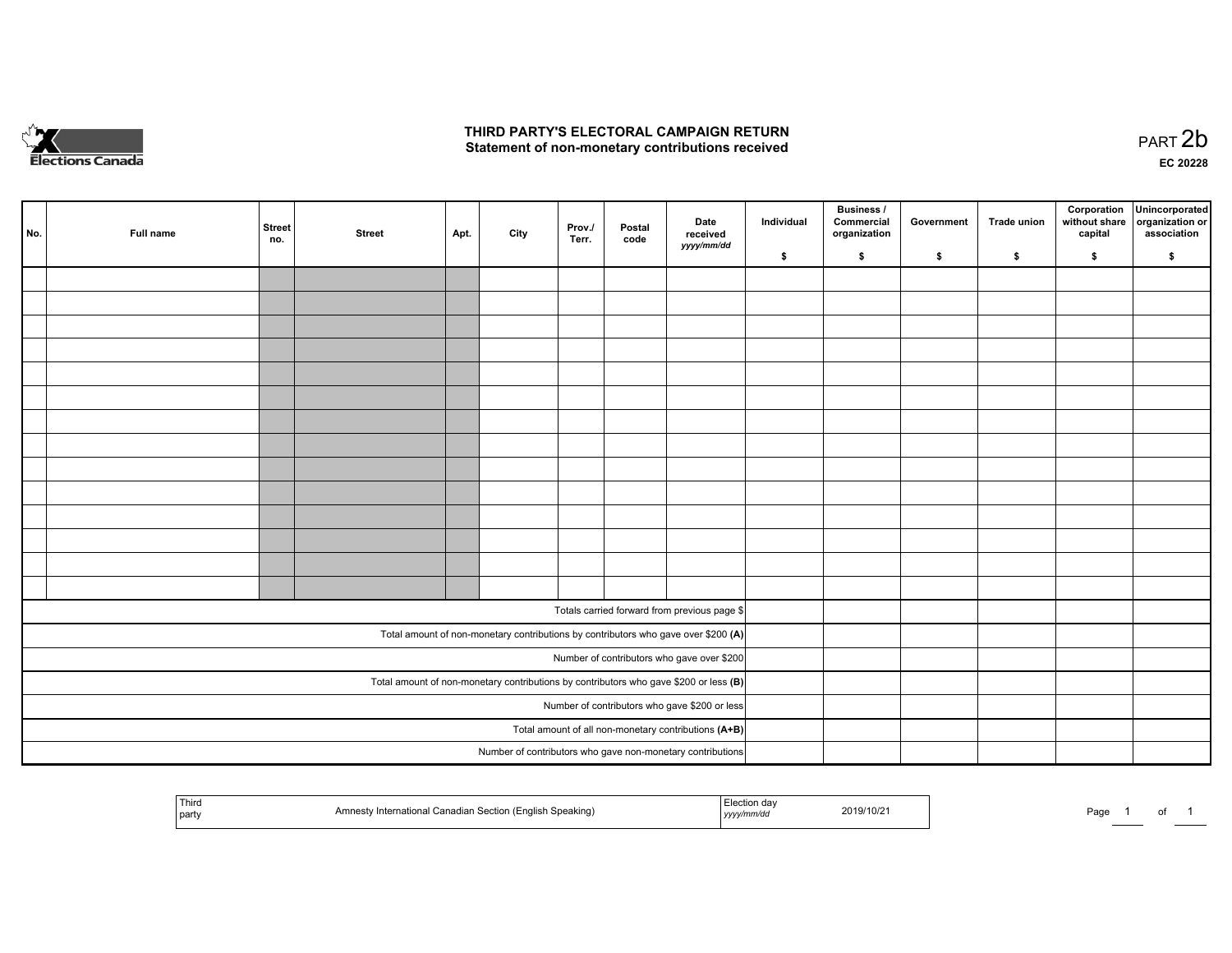# THIRD PARTY'S ELECTORAL CAMPAIGN RETURN
## Statement of non-monetary contributions received

PART 2b

**EC 20228**

| No. | Full name | Street no. | Street | Apt. | City | Prov./ Terr. | Postal code | Date received *yyyy/mm/dd* | Individual $ | Business / Commercial organization $ | Government $ | Trade union $ | Corporation without share capital $ | Unincorporated organization or association $ |
|---|---|---|---|---|---|---|---|---|---|---|---|---|---|---|
| | | | | | | | | | | | | | | |
| | | | | | | | | | | | | | | |
| | | | | | | | | | | | | | | |
| | | | | | | | | | | | | | | |
| | | | | | | | | | | | | | | |
| | | | | | | | | | | | | | | |
| | | | | | | | | | | | | | | |
| | | | | | | | | | | | | | | |
| | | | | | | | | | | | | | | |
| | | | | | | | | | | | | | | |
| | | | | | | | | | | | | | | |
| | | | | | | | | | | | | | | |
| | | | | | | | | | | | | | | |
| | | | | | | | | | | | | | | |
| Totals carried forward from previous page $ | | | | | | | | | | | | | | |
| Total amount of non-monetary contributions by contributors who gave over $200 **(A)** | | | | | | | | | | | | | | |
| Number of contributors who gave over $200 | | | | | | | | | | | | | | |
| Total amount of non-monetary contributions by contributors who gave $200 or less **(B)** | | | | | | | | | | | | | | |
| Number of contributors who gave $200 or less | | | | | | | | | | | | | | |
| Total amount of all non-monetary contributions **(A+B)** | | | | | | | | | | | | | | |
| Number of contributors who gave non-monetary contributions | | | | | | | | | | | | | | |

| Third party | Amnesty International Canadian Section (English Speaking) | Election day *yyyy/mm/dd* | 2019/10/21 |
|---|---|---|---|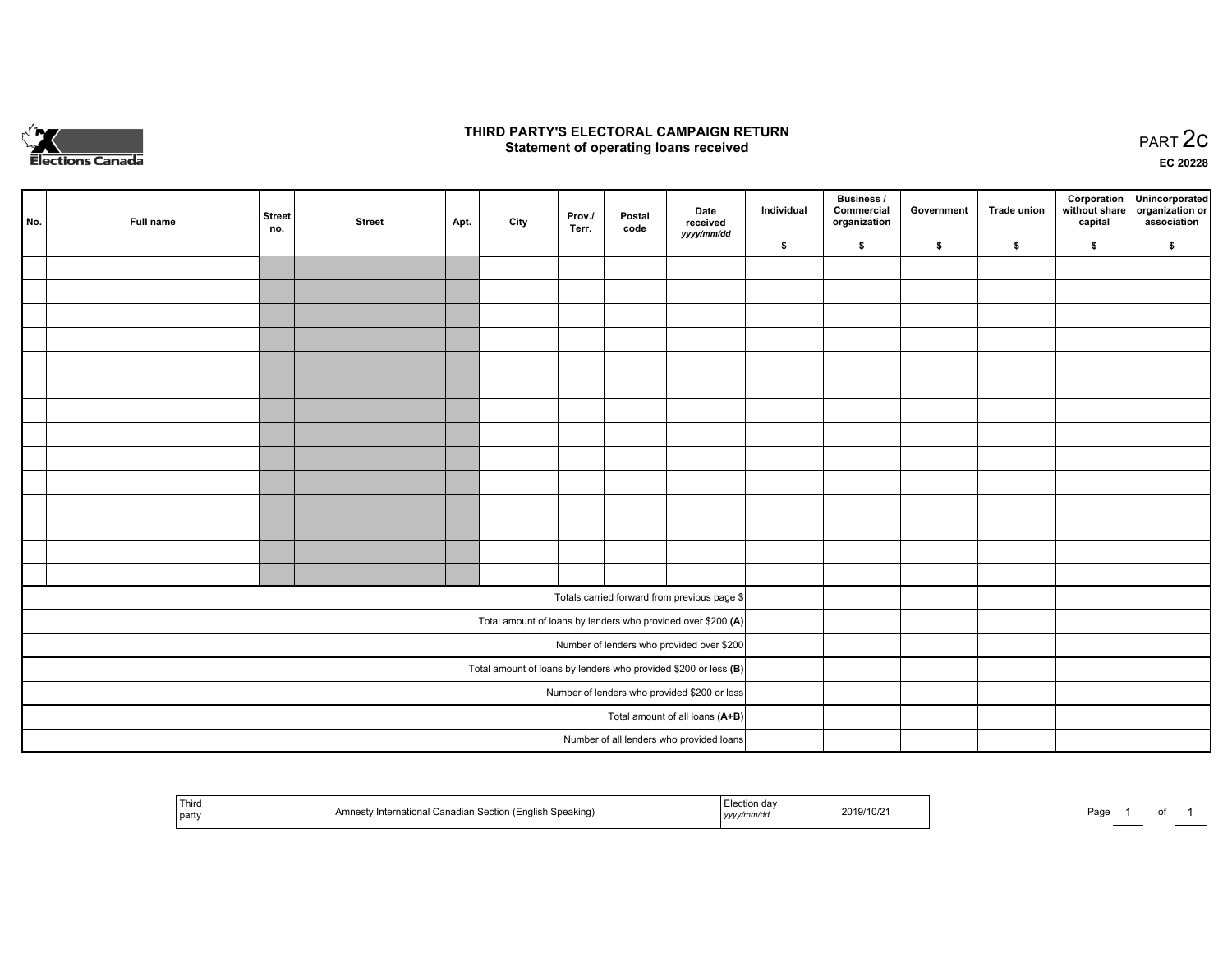Elections Canada

# THIRD PARTY'S ELECTORAL CAMPAIGN RETURN
## Statement of operating loans received

PART 2c

EC 20228

| No. | Full name | Street no. | Street | Apt. | City | Prov./ Terr. | Postal code | Date received *yyyy/mm/dd* | Individual $ | Business / Commercial organization $ | Government $ | Trade union $ | Corporation without share capital $ | Unincorporated organization or association $ |
|---|---|---|---|---|---|---|---|---|---|---|---|---|---|---|
| | | | | | | | | | | | | | | |
| | | | | | | | | | | | | | | |
| | | | | | | | | | | | | | | |
| | | | | | | | | | | | | | | |
| | | | | | | | | | | | | | | |
| | | | | | | | | | | | | | | |
| | | | | | | | | | | | | | | |
| | | | | | | | | | | | | | | |
| | | | | | | | | | | | | | | |
| | | | | | | | | | | | | | | |
| | | | | | | | | | | | | | | |
| | | | | | | | | | | | | | | |
| | | | | | | | | | | | | | | |
| | | | | | | | | | | | | | | |
| Totals carried forward from previous page $ | | | | | | | | | | | | | | |
| Total amount of loans by lenders who provided over $200 **(A)** | | | | | | | | | | | | | | |
| Number of lenders who provided over $200 | | | | | | | | | | | | | | |
| Total amount of loans by lenders who provided $200 or less **(B)** | | | | | | | | | | | | | | |
| Number of lenders who provided $200 or less | | | | | | | | | | | | | | |
| Total amount of all loans **(A+B)** | | | | | | | | | | | | | | |
| Number of all lenders who provided loans | | | | | | | | | | | | | | |

| Third party | Amnesty International Canadian Section (English Speaking) | Election day *yyyy/mm/dd* | 2019/10/21 |
|---|---|---|---|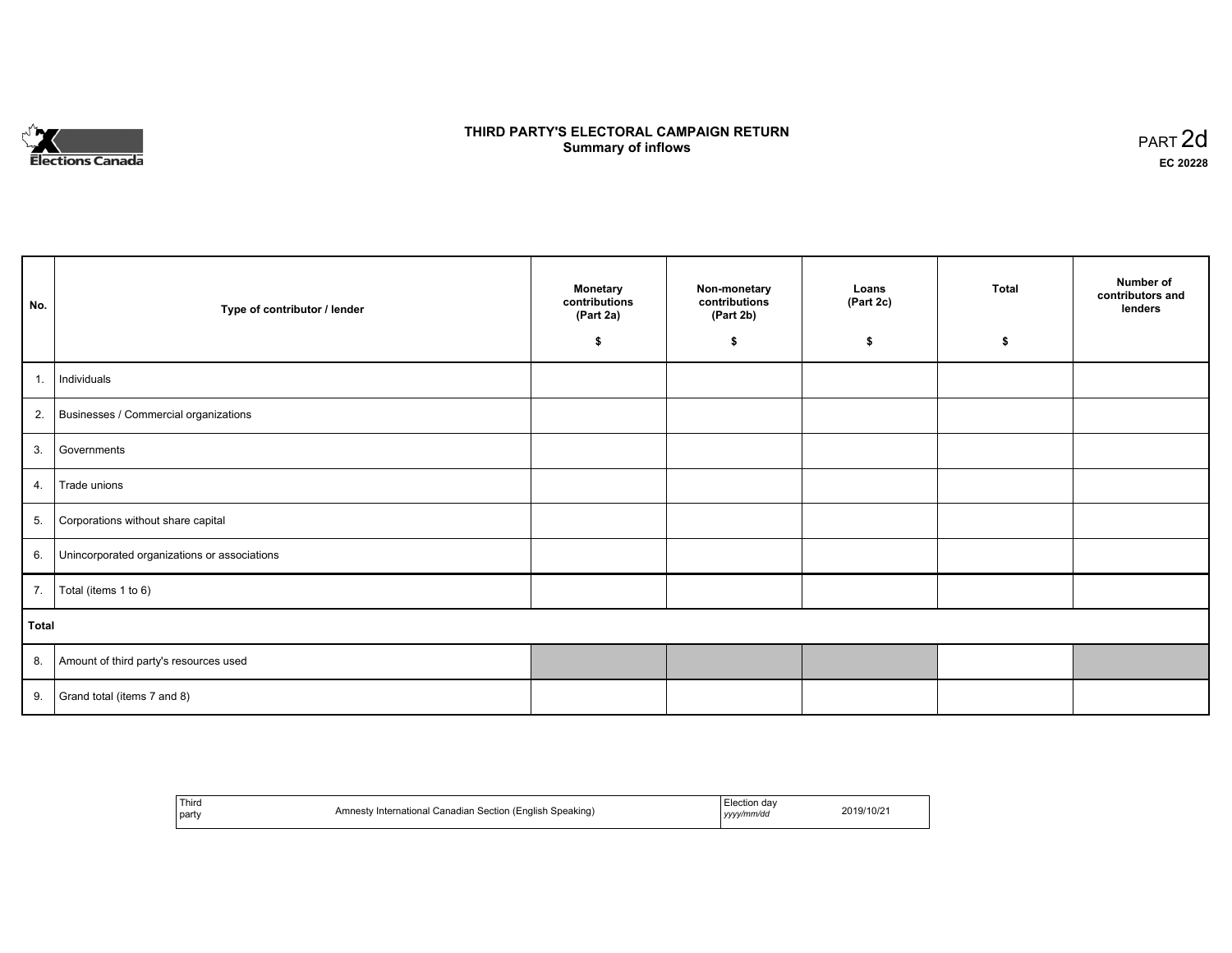Elections Canada

# THIRD PARTY'S ELECTORAL CAMPAIGN RETURN
## Summary of inflows

PART 2d
**EC 20228**

| No. | Type of contributor / lender | Monetary contributions (Part 2a) $ | Non-monetary contributions (Part 2b) $ | Loans (Part 2c) $ | Total $ | Number of contributors and lenders |
|---|---|---|---|---|---|---|
| 1. | Individuals | | | | | |
| 2. | Businesses / Commercial organizations | | | | | |
| 3. | Governments | | | | | |
| 4. | Trade unions | | | | | |
| 5. | Corporations without share capital | | | | | |
| 6. | Unincorporated organizations or associations | | | | | |
| 7. | Total (items 1 to 6) | | | | | |
| **Total** | | | | | | |
| 8. | Amount of third party's resources used | | | | | |
| 9. | Grand total (items 7 and 8) | | | | | |

| Third party | Amnesty International Canadian Section (English Speaking) | Election day *yyyy/mm/dd* | 2019/10/21 |
|---|---|---|---|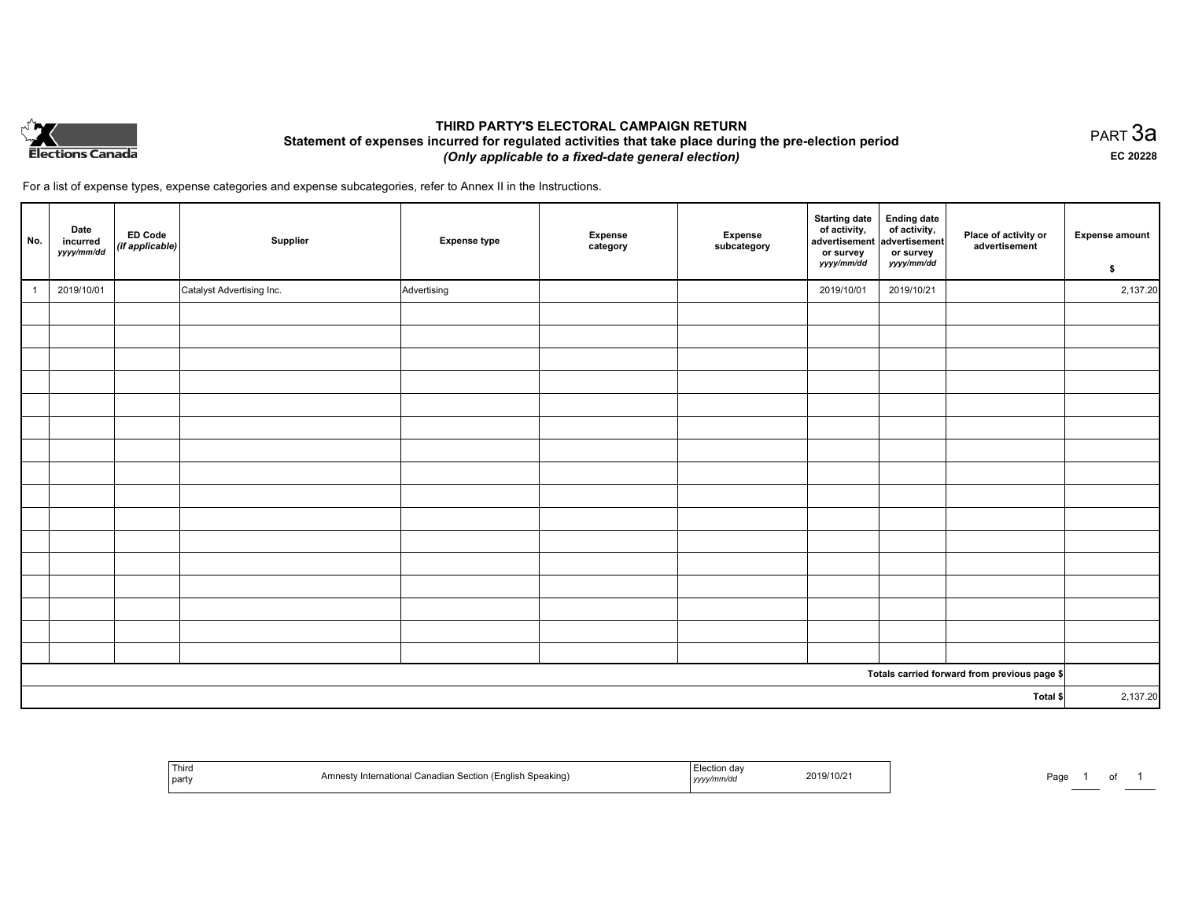Elections Canada

# THIRD PARTY'S ELECTORAL CAMPAIGN RETURN

## Statement of expenses incurred for regulated activities that take place during the pre-election period

***(Only applicable to a fixed-date general election)***

PART 3a

**EC 20228**

For a list of expense types, expense categories and expense subcategories, refer to Annex II in the Instructions.

| No. | Date incurred *yyyy/mm/dd* | ED Code *(if applicable)* | Supplier | Expense type | Expense category | Expense subcategory | Starting date of activity, advertisement or survey *yyyy/mm/dd* | Ending date of activity, advertisement or survey *yyyy/mm/dd* | Place of activity or advertisement | Expense amount $ |
|---|---|---|---|---|---|---|---|---|---|---|
| 1 | 2019/10/01 | | Catalyst Advertising Inc. | Advertising | | | 2019/10/01 | 2019/10/21 | | 2,137.20 |
| | | | | | | | | | | |
| | | | | | | | | | | |
| | | | | | | | | | | |
| | | | | | | | | | | |
| | | | | | | | | | | |
| | | | | | | | | | | |
| | | | | | | | | | | |
| | | | | | | | | | | |
| | | | | | | | | | | |
| | | | | | | | | | | |
| | | | | | | | | | | |
| | | | | | | | | | | |
| | | | | | | | | | | |
| | | | | | | | | | | |
| | | | | | | | | | | |
| | | | | | | | | | | |
| **Totals carried forward from previous page $** | | | | | | | | | | |
| **Total $** | | | | | | | | | | 2,137.20 |

| Third party | Amnesty International Canadian Section (English Speaking) | Election day *yyyy/mm/dd* | 2019/10/21 |
|---|---|---|---|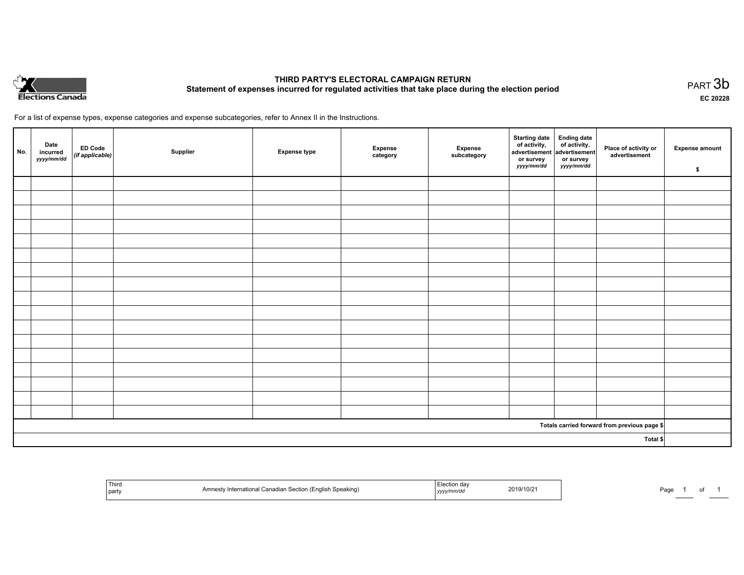Elections Canada

# THIRD PARTY'S ELECTORAL CAMPAIGN RETURN

## Statement of expenses incurred for regulated activities that take place during the election period

PART 3b

EC 20228

For a list of expense types, expense categories and expense subcategories, refer to Annex II in the Instructions.

| No. | Date incurred *yyyy/mm/dd* | ED Code *(if applicable)* | Supplier | Expense type | Expense category | Expense subcategory | Starting date of activity, advertisement or survey *yyyy/mm/dd* | Ending date of activity, advertisement or survey *yyyy/mm/dd* | Place of activity or advertisement | Expense amount $ |
|---|---|---|---|---|---|---|---|---|---|---|
| | | | | | | | | | | |
| | | | | | | | | | | |
| | | | | | | | | | | |
| | | | | | | | | | | |
| | | | | | | | | | | |
| | | | | | | | | | | |
| | | | | | | | | | | |
| | | | | | | | | | | |
| | | | | | | | | | | |
| | | | | | | | | | | |
| | | | | | | | | | | |
| | | | | | | | | | | |
| | | | | | | | | | | |
| | | | | | | | | | | |
| | | | | | | | | | | |
| | | | | | | | | | | |
| | | | | | | | | | | |
| | | | | | | | | | Totals carried forward from previous page $ | |
| | | | | | | | | | Total $ | |

| Third party | Amnesty International Canadian Section (English Speaking) | Election day *yyyy/mm/dd* | 2019/10/21 |
|---|---|---|---|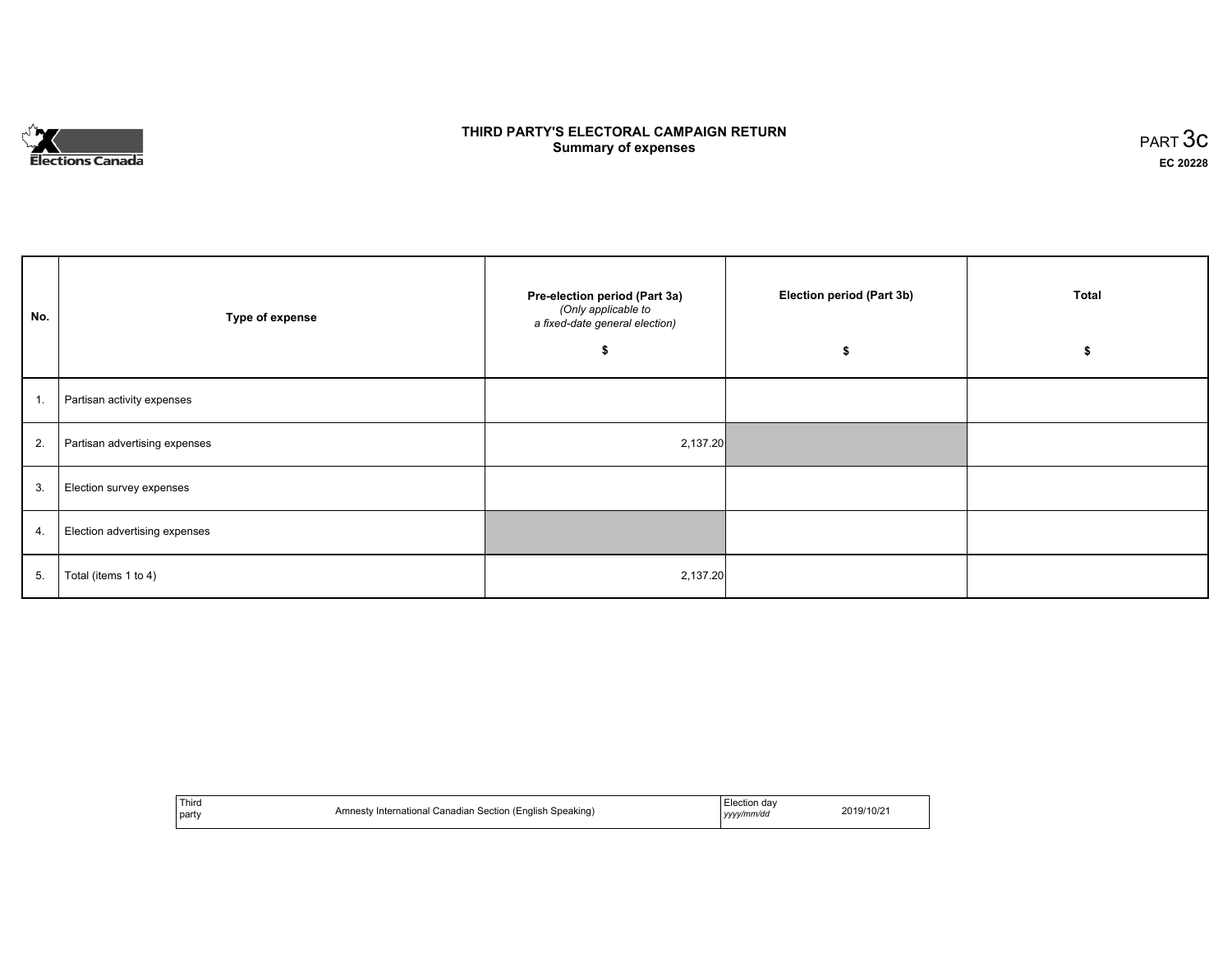Elections Canada

# THIRD PARTY'S ELECTORAL CAMPAIGN RETURN
## Summary of expenses

PART 3c

EC 20228

| No. | Type of expense | Pre-election period (Part 3a) *(Only applicable to a fixed-date general election)* $ | Election period (Part 3b) $ | Total $ |
|---|---|---|---|---|
| 1. | Partisan activity expenses | | | |
| 2. | Partisan advertising expenses | 2,137.20 | | |
| 3. | Election survey expenses | | | |
| 4. | Election advertising expenses | | | |
| 5. | Total (items 1 to 4) | 2,137.20 | | |

| | | | |
|---|---|---|---|
| Third party | Amnesty International Canadian Section (English Speaking) | Election day *yyyy/mm/dd* | 2019/10/21 |